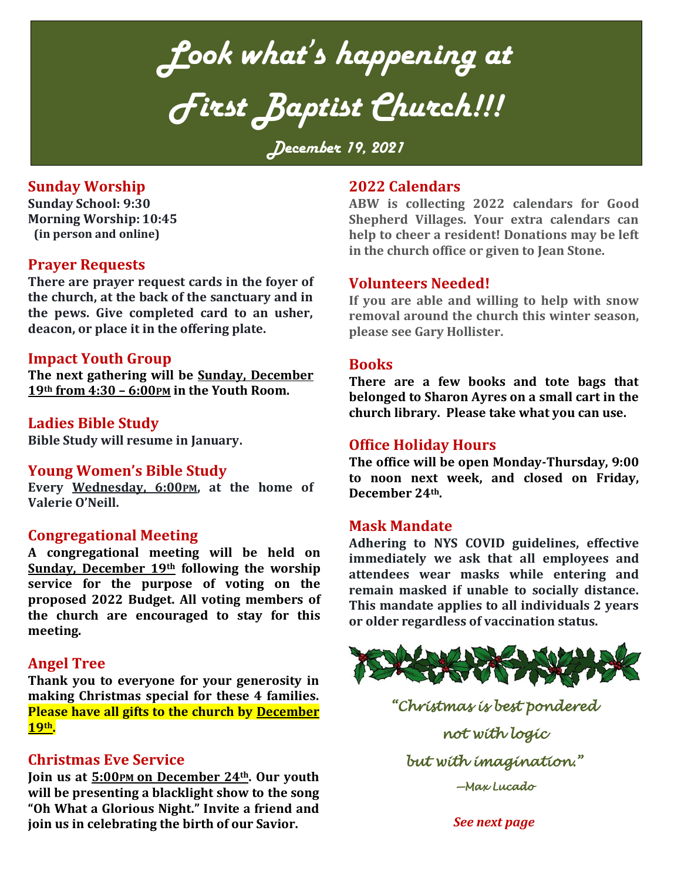# Look what's happening at First Baptist Church!!!

**December 19, 2021**

## Sunday Worship

**Sunday School: 9:30**
**Morning Worship: 10:45**
**(in person and online)**

## Prayer Requests

**There are prayer request cards in the foyer of the church, at the back of the sanctuary and in the pews. Give completed card to an usher, deacon, or place it in the offering plate.**

## Impact Youth Group

**The next gathering will be Sunday, December 19th from 4:30 – 6:00PM in the Youth Room.**

## Ladies Bible Study

**Bible Study will resume in January.**

## Young Women's Bible Study

**Every Wednesday, 6:00PM, at the home of Valerie O'Neill.**

## Congregational Meeting

**A congregational meeting will be held on Sunday, December 19th following the worship service for the purpose of voting on the proposed 2022 Budget. All voting members of the church are encouraged to stay for this meeting.**

## Angel Tree

**Thank you to everyone for your generosity in making Christmas special for these 4 families. Please have all gifts to the church by December 19th.**

## Christmas Eve Service

**Join us at 5:00PM on December 24th. Our youth will be presenting a blacklight show to the song "Oh What a Glorious Night." Invite a friend and join us in celebrating the birth of our Savior.**

## 2022 Calendars

**ABW is collecting 2022 calendars for Good Shepherd Villages. Your extra calendars can help to cheer a resident! Donations may be left in the church office or given to Jean Stone.**

## Volunteers Needed!

**If you are able and willing to help with snow removal around the church this winter season, please see Gary Hollister.**

## Books

**There are a few books and tote bags that belonged to Sharon Ayres on a small cart in the church library. Please take what you can use.**

## Office Holiday Hours

**The office will be open Monday-Thursday, 9:00 to noon next week, and closed on Friday, December 24th.**

## Mask Mandate

**Adhering to NYS COVID guidelines, effective immediately we ask that all employees and attendees wear masks while entering and remain masked if unable to socially distance. This mandate applies to all individuals 2 years or older regardless of vaccination status.**

*"Christmas is best pondered not with logic but with imagination."*

*—Max Lucado*

***See next page***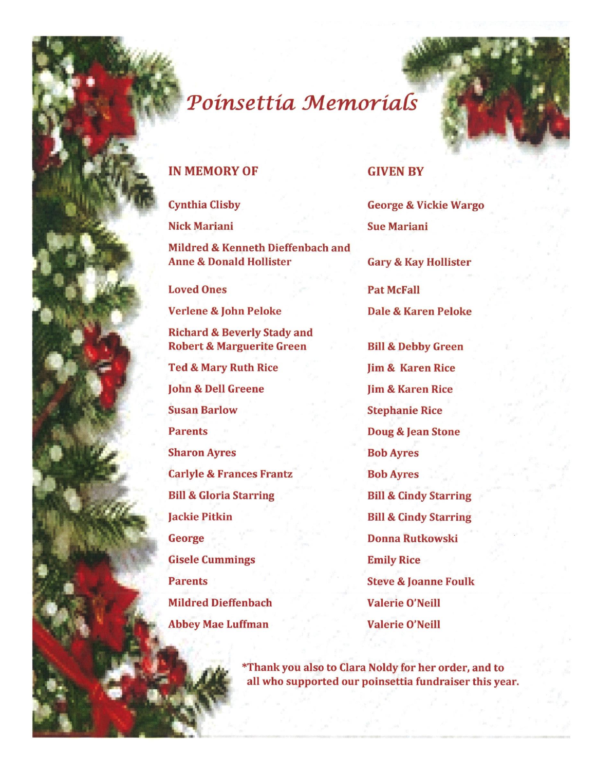# *Poinsettia Memorials*

| IN MEMORY OF | GIVEN BY |
|---|---|
| Cynthia Clisby | George & Vickie Wargo |
| Nick Mariani | Sue Mariani |
| Mildred & Kenneth Dieffenbach and Anne & Donald Hollister | Gary & Kay Hollister |
| Loved Ones | Pat McFall |
| Verlene & John Peloke | Dale & Karen Peloke |
| Richard & Beverly Stady and Robert & Marguerite Green | Bill & Debby Green |
| Ted & Mary Ruth Rice | Jim & Karen Rice |
| John & Dell Greene | Jim & Karen Rice |
| Susan Barlow | Stephanie Rice |
| Parents | Doug & Jean Stone |
| Sharon Ayres | Bob Ayres |
| Carlyle & Frances Frantz | Bob Ayres |
| Bill & Gloria Starring | Bill & Cindy Starring |
| Jackie Pitkin | Bill & Cindy Starring |
| George | Donna Rutkowski |
| Gisele Cummings | Emily Rice |
| Parents | Steve & Joanne Foulk |
| Mildred Dieffenbach | Valerie O'Neill |
| Abbey Mae Luffman | Valerie O'Neill |

*Thank you also to Clara Noldy for her order, and to all who supported our poinsettia fundraiser this year.